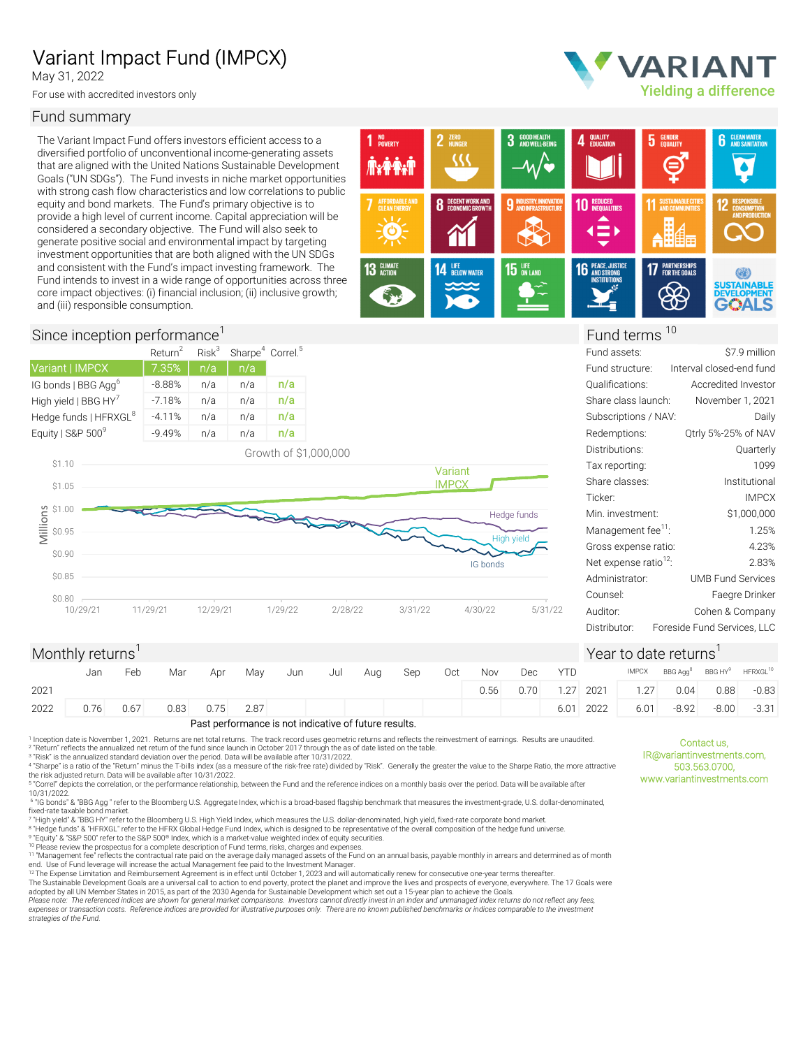# Variant Impact Fund (IMPCX)

May 31, 2022

For use with accredited investors only

VARIANT
Yielding a difference

## Fund summary

The Variant Impact Fund offers investors efficient access to a diversified portfolio of unconventional income-generating assets that are aligned with the United Nations Sustainable Development Goals ("UN SDGs"). The Fund invests in niche market opportunities with strong cash flow characteristics and low correlations to public equity and bond markets. The Fund's primary objective is to provide a high level of current income. Capital appreciation will be considered a secondary objective. The Fund will also seek to generate positive social and environmental impact by targeting investment opportunities that are both aligned with the UN SDGs and consistent with the Fund's impact investing framework. The Fund intends to invest in a wide range of opportunities across three core impact objectives: (i) financial inclusion; (ii) inclusive growth; and (iii) responsible consumption.

1 No Poverty · 2 Zero Hunger · 3 Good Health and Well-Being · 4 Quality Education · 5 Gender Equality · 6 Clean Water and Sanitation · 7 Affordable and Clean Energy · 8 Decent Work and Economic Growth · 9 Industry, Innovation and Infrastructure · 10 Reduced Inequalities · 11 Sustainable Cities and Communities · 12 Responsible Consumption and Production · 13 Climate Action · 14 Life Below Water · 15 Life on Land · 16 Peace, Justice and Strong Institutions · 17 Partnerships for the Goals · Sustainable Development Goals

## Since inception performance[1]

| | Return[2] | Risk[3] | Sharpe[4] | Correl.[5] |
|---|---|---|---|---|
| Variant \| IMPCX | 7.35% | n/a | n/a | |
| IG bonds \| BBG Agg[6] | -8.88% | n/a | n/a | n/a |
| High yield \| BBG HY[7] | -7.18% | n/a | n/a | n/a |
| Hedge funds \| HFRXGL[8] | -4.11% | n/a | n/a | n/a |
| Equity \| S&P 500[9] | -9.49% | n/a | n/a | n/a |

Growth of $1,000,000

## Fund terms[10]

| | |
|---|---|
| Fund assets: | $7.9 million |
| Fund structure: | Interval closed-end fund |
| Qualifications: | Accredited Investor |
| Share class launch: | November 1, 2021 |
| Subscriptions / NAV: | Daily |
| Redemptions: | Qtrly 5%-25% of NAV |
| Distributions: | Quarterly |
| Tax reporting: | 1099 |
| Share classes: | Institutional |
| Ticker: | IMPCX |
| Min. investment: | $1,000,000 |
| Management fee[11]: | 1.25% |
| Gross expense ratio: | 4.23% |
| Net expense ratio[12]: | 2.83% |
| Administrator: | UMB Fund Services |
| Counsel: | Faegre Drinker |
| Auditor: | Cohen & Company |
| Distributor: | Foreside Fund Services, LLC |

## Monthly returns[1]

| | Jan | Feb | Mar | Apr | May | Jun | Jul | Aug | Sep | Oct | Nov | Dec | YTD |
|---|---|---|---|---|---|---|---|---|---|---|---|---|---|
| 2021 | | | | | | | | | | | 0.56 | 0.70 | 1.27 |
| 2022 | 0.76 | 0.67 | 0.83 | 0.75 | 2.87 | | | | | | | | 6.01 |

Past performance is not indicative of future results.

## Year to date returns[1]

| | IMPCX | BBG Agg[8] | BBG HY[9] | HFRXGL[10] |
|---|---|---|---|---|
| 2021 | 1.27 | 0.04 | 0.88 | -0.83 |
| 2022 | 6.01 | -8.92 | -8.00 | -3.31 |

[1] Inception date is November 1, 2021. Returns are net total returns. The track record uses geometric returns and reflects the reinvestment of earnings. Results are unaudited.
[2] "Return" reflects the annualized net return of the fund since launch in October 2017 through the as of date listed on the table.
[3] "Risk" is the annualized standard deviation over the period. Data will be available after 10/31/2022.
[4] "Sharpe" is a ratio of the "Return" minus the T-bills index (as a measure of the risk-free rate) divided by "Risk". Generally the greater the value to the Sharpe Ratio, the more attractive the risk adjusted return. Data will be available after 10/31/2022.
[5] "Correl" depicts the correlation, or the performance relationship, between the Fund and the reference indices on a monthly basis over the period. Data will be available after 10/31/2022.
[6] "IG bonds" & "BBG Agg" refer to the Bloomberg U.S. Aggregate Index, which is a broad-based flagship benchmark that measures the investment-grade, U.S. dollar-denominated, fixed-rate taxable bond market.
[7] "High yield" & "BBG HY" refer to the Bloomberg U.S. High Yield Index, which measures the U.S. dollar-denominated, high yield, fixed-rate corporate bond market.
[8] "Hedge funds" & "HFRXGL" refer to the HFRX Global Hedge Fund Index, which is designed to be representative of the overall composition of the hedge fund universe.
[9] "Equity" & "S&P 500" refer to the S&P 500® Index, which is a market-value weighted index of equity securities.
[10] Please review the prospectus for a complete description of Fund terms, risks, charges and expenses.
[11] "Management fee" reflects the contractual rate paid on the average daily managed assets of the Fund on an annual basis, payable monthly in arrears and determined as of month end. Use of Fund leverage will increase the actual Management fee paid to the Investment Manager.
[12] The Expense Limitation and Reimbursement Agreement is in effect until October 1, 2023 and will automatically renew for consecutive one-year terms thereafter.
The Sustainable Development Goals are a universal call to action to end poverty, protect the planet and improve the lives and prospects of everyone, everywhere. The 17 Goals were adopted by all UN Member States in 2015, as part of the 2030 Agenda for Sustainable Development which set out a 15-year plan to achieve the Goals.
*Please note: The referenced indices are shown for general market comparisons. Investors cannot directly invest in an index and unmanaged index returns do not reflect any fees, expenses or transaction costs. Reference indices are provided for illustrative purposes only. There are no known published benchmarks or indices comparable to the investment strategies of the Fund.*

Contact us,
IR@variantinvestments.com,
503.563.0700,
www.variantinvestments.com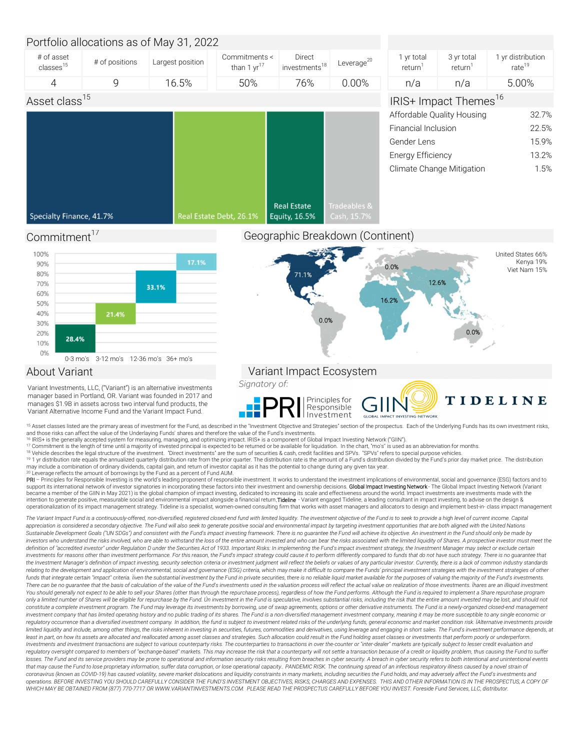## Portfolio allocations as of May 31, 2022

| # of asset classes[15] | # of positions | Largest position | Commitments < than 1 yr[17] | Direct investments[18] | Leverage[20] | 1 yr total return[1] | 3 yr total return[1] | 1 yr distribution rate[19] |
|---|---|---|---|---|---|---|---|---|
| 4 | 9 | 16.5% | 50% | 76% | 0.00% | n/a | n/a | 5.00% |

## Asset class[15]

Specialty Finance, 41.7%
Real Estate Debt, 26.1%
Real Estate Equity, 16.5%
Tradeables & Cash, 15.7%

## IRIS+ Impact Themes[16]

| | |
|---|---|
| Affordable Quality Housing | 32.7% |
| Financial Inclusion | 22.5% |
| Gender Lens | 15.9% |
| Energy Efficiency | 13.2% |
| Climate Change Mitigation | 1.5% |

## Commitment[17]

100%
90%
80%
70%
60%
50%
40%
30%
20%
10%
0%

28.4%
21.4%
33.1%
17.1%

0-3 mo's 3-12 mo's 12-36 mo's 36+ mo's

## Geographic Breakdown (Continent)

71.1%
0.0%
12.6%
16.2%
0.0%
0.0%

United States 66%
Kenya 19%
Viet Nam 15%

## About Variant

Variant Investments, LLC, ("Variant") is an alternative investments manager based in Portland, OR. Variant was founded in 2017 and manages $1.9B in assets across two interval fund products, the Variant Alternative Income Fund and the Variant Impact Fund.

## Variant Impact Ecosystem

*Signatory of:*

PRI Principles for Responsible Investment
GIIN GLOBAL IMPACT INVESTING NETWORK
TIDELINE

[15] Asset classes listed are the primary areas of investment for the Fund, as described in the "Investment Objective and Strategies" section of the prospectus. Each of the Underlying Funds has its own investment risks, and those risks can affect the value of the Underlying Funds' shares and therefore the value of the Fund's investments.
[16] IRIS+ is the generally accepted system for measuring, managing, and optimizing impact. IRIS+ is a component of Global Impact Investing Network ("GIIN").
[17] Commitment is the length of time until a majority of invested principal is expected to be returned or be available for liquidation. In the chart, "mo's" is used as an abbreviation for months.
[18] Vehicle describes the legal structure of the investment. "Direct investments" are the sum of securities & cash, credit facilities and SPVs. "SPVs" refers to special purpose vehicles.
[19] 1 yr distribution rate equals the annualized quarterly distribution rate from the prior quarter. The distribution rate is the amount of a Fund's distribution divided by the Fund's prior day market price. The distribution may include a combination of ordinary dividends, capital gain, and return of investor capital as it has the potential to change during any given tax year.
[20] Leverage reflects the amount of borrowings by the Fund as a percent of Fund AUM.

PRI – Principles for Responsible Investing is the world's leading proponent of responsible investment. It works to understand the investment implications of environmental, social and governance (ESG) factors and to support its international network of investor signatories in incorporating these factors into their investment and ownership decisions. Global Impact Investing Network - The Global Impact Investing Network (Variant became a member of the GIIN in May 2021) is the global champion of impact investing, dedicated to increasing its scale and effectiveness around the world. Impact investments are investments made with the intention to generate positive, measurable social and environmental impact alongside a financial return. Tideline - Variant engaged Tideline, a leading consultant in impact investing, to advise on the design & operationalization of its impact management strategy. Tideline is a specialist, women-owned consulting firm that works with asset managers and allocators to design and implement best-in- class impact management

*The Variant Impact Fund is a continuously-offered, non-diversified, registered closed-end fund with limited liquidity. The investment objective of the Fund is to seek to provide a high level of current income. Capital appreciation is considered a secondary objective. The Fund will also seek to generate positive social and environmental impact by targeting investment opportunities that are both aligned with the United Nations Sustainable Development Goals ("UN SDGs") and consistent with the Fund's impact investing framework. There is no guarantee the Fund will achieve its objective. An investment in the Fund should only be made by investors who understand the risks involved, who are able to withstand the loss of the entire amount invested and who can bear the risks associated with the limited liquidity of Shares. A prospective investor must meet the definition of "accredited investor" under Regulation D under the Securities Act of 1933. Important Risks: In implementing the Fund's impact investment strategy, the Investment Manager may select or exclude certain investments for reasons other than investment performance. For this reason, the Fund's impact strategy could cause it to perform differently compared to funds that do not have such strategy. There is no guarantee that the Investment Manager's definition of impact investing, security selection criteria or investment judgment will reflect the beliefs or values of any particular investor. Currently, there is a lack of common industry standards relating to the development and application of environmental, social and governance (ESG) criteria, which may make it difficult to compare the Funds' principal investment strategies with the investment strategies of other funds that integrate certain "impact" criteria. Given the substantial investment by the Fund in private securities, there is no reliable liquid market available for the purposes of valuing the majority of the Fund's investments. There can be no guarantee that the basis of calculation of the value of the Fund's investments used in the valuation process will reflect the actual value on realization of those investments. Shares are an illiquid investment. You should generally not expect to be able to sell your Shares (other than through the repurchase process), regardless of how the Fund performs. Although the Fund is required to implement a Share repurchase program only a limited number of Shares will be eligible for repurchase by the Fund. An investment in the Fund is speculative, involves substantial risks, including the risk that the entire amount invested may be lost, and should not constitute a complete investment program. The Fund may leverage its investments by borrowing, use of swap agreements, options or other derivative instruments. The Fund is a newly-organized closed-end management investment company that has limited operating history and no public trading of its shares. The Fund is a non-diversified management investment company, meaning it may be more susceptible to any single economic or regulatory occurrence than a diversified investment company. In addition, the fund is subject to investment related risks of the underlying funds, general economic and market condition risk. Alternative investments provide limited liquidity and include, among other things, the risks inherent in investing in securities, futures, commodities and derivatives, using leverage and engaging in short sales. The Fund's investment performance depends, at least in part, on how its assets are allocated and reallocated among asset classes and strategies. Such allocation could result in the Fund holding asset classes or investments that perform poorly or underperform. Investments and investment transactions are subject to various counterparty risks. The counterparties to transactions in over the-counter or "inter-dealer" markets are typically subject to lesser credit evaluation and regulatory oversight compared to members of "exchange-based" markets. This may increase the risk that a counterparty will not settle a transaction because of a credit or liquidity problem, thus causing the Fund to suffer losses. The Fund and its service providers may be prone to operational and information security risks resulting from breaches in cyber security. A breach in cyber security refers to both intentional and unintentional events that may cause the Fund to lose proprietary information, suffer data corruption, or lose operational capacity.. PANDEMIC RISK. The continuing spread of an infectious respiratory illness caused by a novel strain of coronavirus (known as COVID-19) has caused volatility, severe market dislocations and liquidity constraints in many markets, including securities the Fund holds, and may adversely affect the Fund's investments and operations. BEFORE INVESTING YOU SHOULD CAREFULLY CONSIDER THE FUND'S INVESTMENT OBJECTIVES, RISKS, CHARGES AND EXPENSES. THIS AND OTHER INFORMATION IS IN THE PROSPECTUS, A COPY OF WHICH MAY BE OBTAINED FROM (877) 770-7717 OR WWW.VARIANTINVESTMENTS.COM. PLEASE READ THE PROSPECTUS CAREFULLY BEFORE YOU INVEST. Foreside Fund Services, LLC, distributor.*